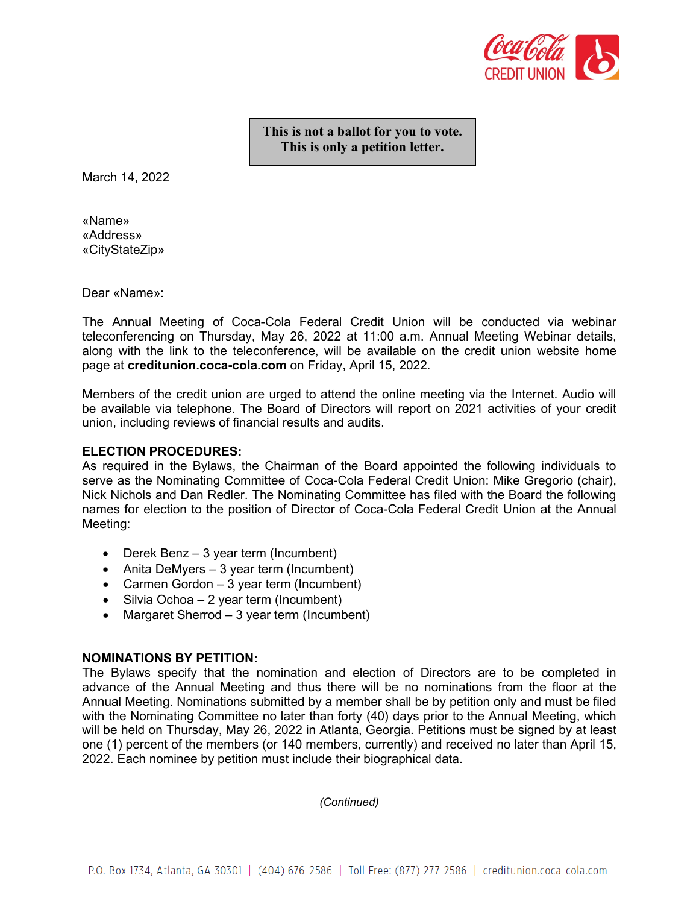**This is not a ballot for you to vote.**
**This is only a petition letter.**

March 14, 2022

«Name»
«Address»
«CityStateZip»

Dear «Name»:

The Annual Meeting of Coca-Cola Federal Credit Union will be conducted via webinar teleconferencing on Thursday, May 26, 2022 at 11:00 a.m. Annual Meeting Webinar details, along with the link to the teleconference, will be available on the credit union website home page at **creditunion.coca-cola.com** on Friday, April 15, 2022.

Members of the credit union are urged to attend the online meeting via the Internet. Audio will be available via telephone. The Board of Directors will report on 2021 activities of your credit union, including reviews of financial results and audits.

**ELECTION PROCEDURES:**
As required in the Bylaws, the Chairman of the Board appointed the following individuals to serve as the Nominating Committee of Coca-Cola Federal Credit Union: Mike Gregorio (chair), Nick Nichols and Dan Redler. The Nominating Committee has filed with the Board the following names for election to the position of Director of Coca-Cola Federal Credit Union at the Annual Meeting:

- Derek Benz – 3 year term (Incumbent)
- Anita DeMyers – 3 year term (Incumbent)
- Carmen Gordon – 3 year term (Incumbent)
- Silvia Ochoa – 2 year term (Incumbent)
- Margaret Sherrod – 3 year term (Incumbent)

**NOMINATIONS BY PETITION:**
The Bylaws specify that the nomination and election of Directors are to be completed in advance of the Annual Meeting and thus there will be no nominations from the floor at the Annual Meeting. Nominations submitted by a member shall be by petition only and must be filed with the Nominating Committee no later than forty (40) days prior to the Annual Meeting, which will be held on Thursday, May 26, 2022 in Atlanta, Georgia. Petitions must be signed by at least one (1) percent of the members (or 140 members, currently) and received no later than April 15, 2022. Each nominee by petition must include their biographical data.

*(Continued)*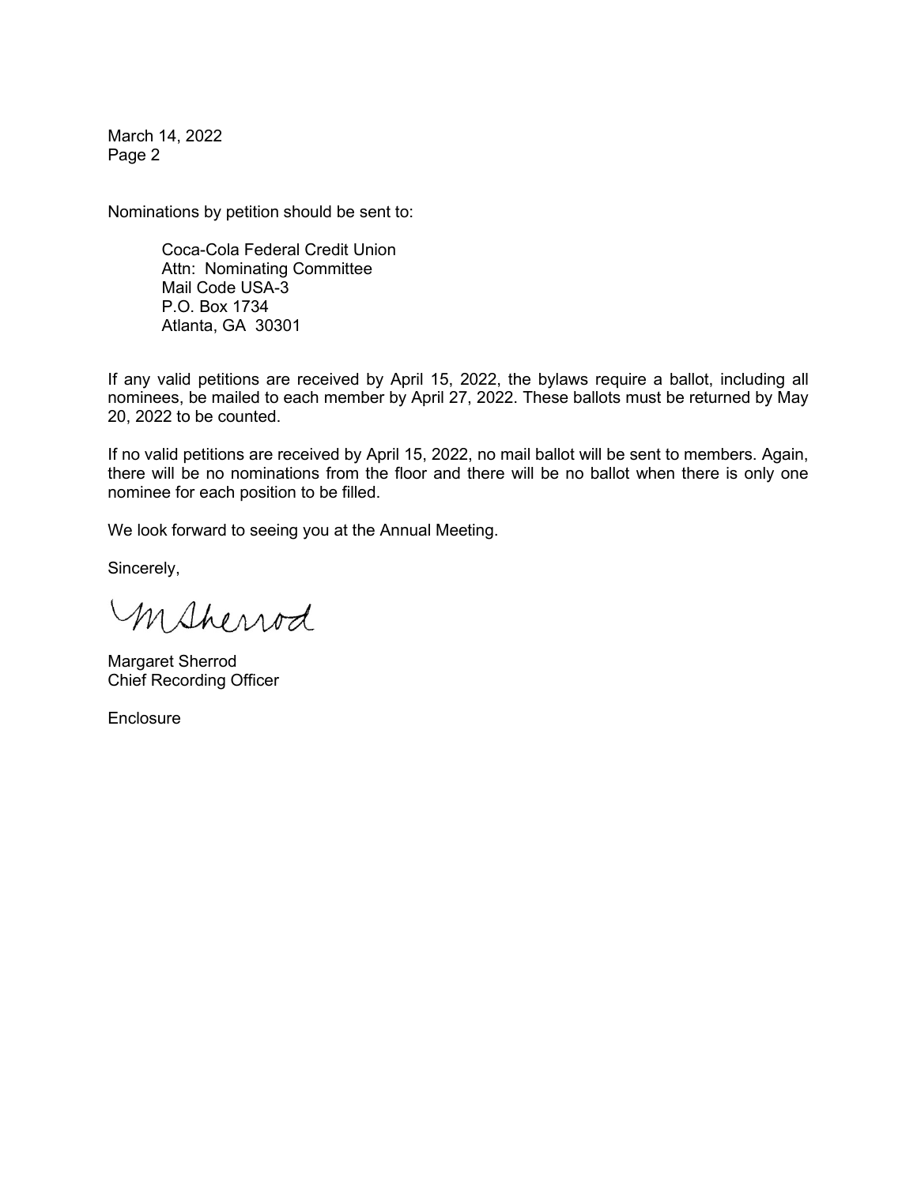March 14, 2022
Page 2

Nominations by petition should be sent to:

Coca-Cola Federal Credit Union
Attn: Nominating Committee
Mail Code USA-3
P.O. Box 1734
Atlanta, GA 30301

If any valid petitions are received by April 15, 2022, the bylaws require a ballot, including all nominees, be mailed to each member by April 27, 2022. These ballots must be returned by May 20, 2022 to be counted.

If no valid petitions are received by April 15, 2022, no mail ballot will be sent to members. Again, there will be no nominations from the floor and there will be no ballot when there is only one nominee for each position to be filled.

We look forward to seeing you at the Annual Meeting.

Sincerely,

M Sherrod

Margaret Sherrod
Chief Recording Officer

Enclosure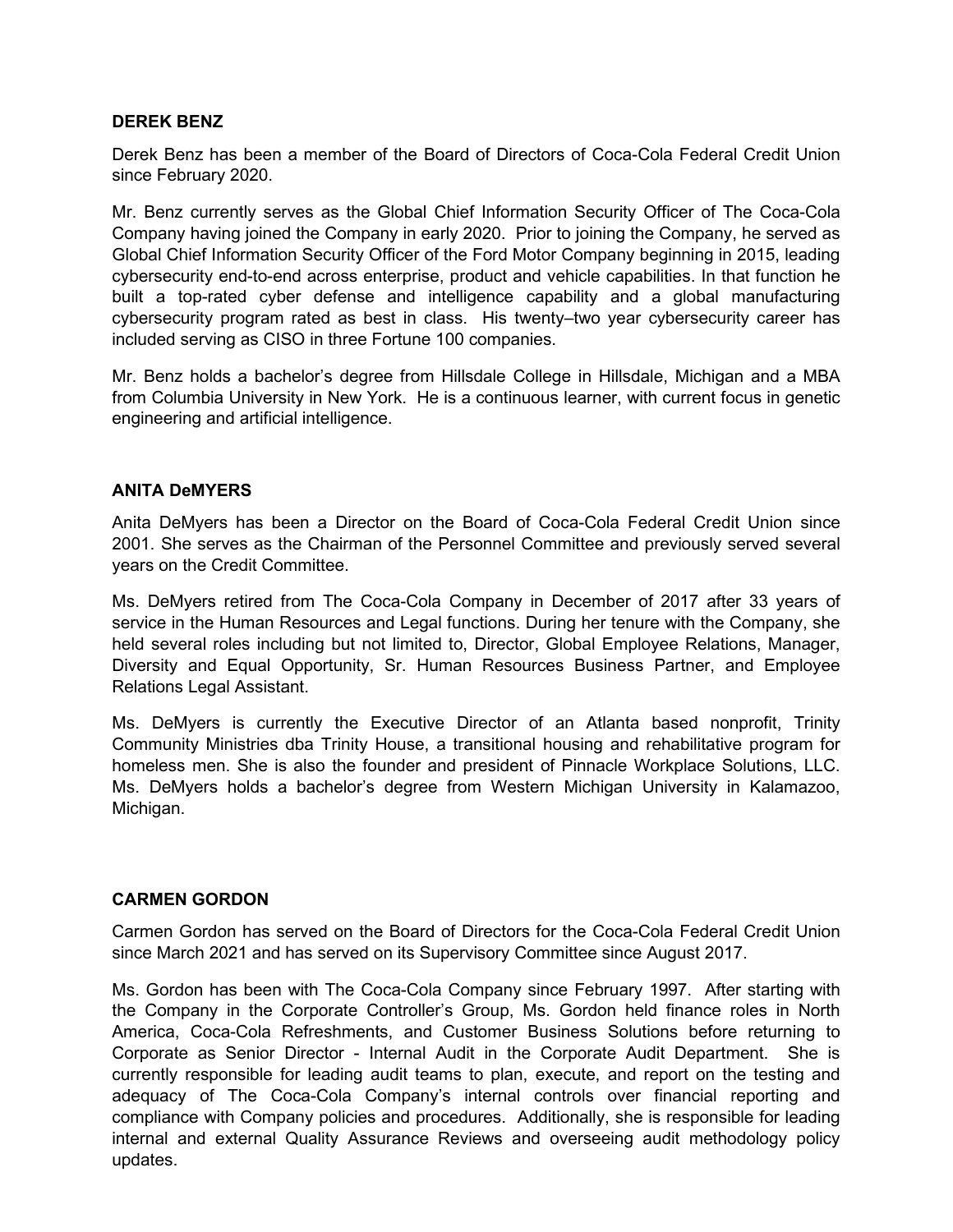## DEREK BENZ

Derek Benz has been a member of the Board of Directors of Coca-Cola Federal Credit Union since February 2020.

Mr. Benz currently serves as the Global Chief Information Security Officer of The Coca-Cola Company having joined the Company in early 2020. Prior to joining the Company, he served as Global Chief Information Security Officer of the Ford Motor Company beginning in 2015, leading cybersecurity end-to-end across enterprise, product and vehicle capabilities. In that function he built a top-rated cyber defense and intelligence capability and a global manufacturing cybersecurity program rated as best in class. His twenty–two year cybersecurity career has included serving as CISO in three Fortune 100 companies.

Mr. Benz holds a bachelor's degree from Hillsdale College in Hillsdale, Michigan and a MBA from Columbia University in New York. He is a continuous learner, with current focus in genetic engineering and artificial intelligence.

## ANITA DeMYERS

Anita DeMyers has been a Director on the Board of Coca-Cola Federal Credit Union since 2001. She serves as the Chairman of the Personnel Committee and previously served several years on the Credit Committee.

Ms. DeMyers retired from The Coca-Cola Company in December of 2017 after 33 years of service in the Human Resources and Legal functions. During her tenure with the Company, she held several roles including but not limited to, Director, Global Employee Relations, Manager, Diversity and Equal Opportunity, Sr. Human Resources Business Partner, and Employee Relations Legal Assistant.

Ms. DeMyers is currently the Executive Director of an Atlanta based nonprofit, Trinity Community Ministries dba Trinity House, a transitional housing and rehabilitative program for homeless men. She is also the founder and president of Pinnacle Workplace Solutions, LLC. Ms. DeMyers holds a bachelor's degree from Western Michigan University in Kalamazoo, Michigan.

## CARMEN GORDON

Carmen Gordon has served on the Board of Directors for the Coca-Cola Federal Credit Union since March 2021 and has served on its Supervisory Committee since August 2017.

Ms. Gordon has been with The Coca-Cola Company since February 1997. After starting with the Company in the Corporate Controller's Group, Ms. Gordon held finance roles in North America, Coca-Cola Refreshments, and Customer Business Solutions before returning to Corporate as Senior Director - Internal Audit in the Corporate Audit Department. She is currently responsible for leading audit teams to plan, execute, and report on the testing and adequacy of The Coca-Cola Company's internal controls over financial reporting and compliance with Company policies and procedures. Additionally, she is responsible for leading internal and external Quality Assurance Reviews and overseeing audit methodology policy updates.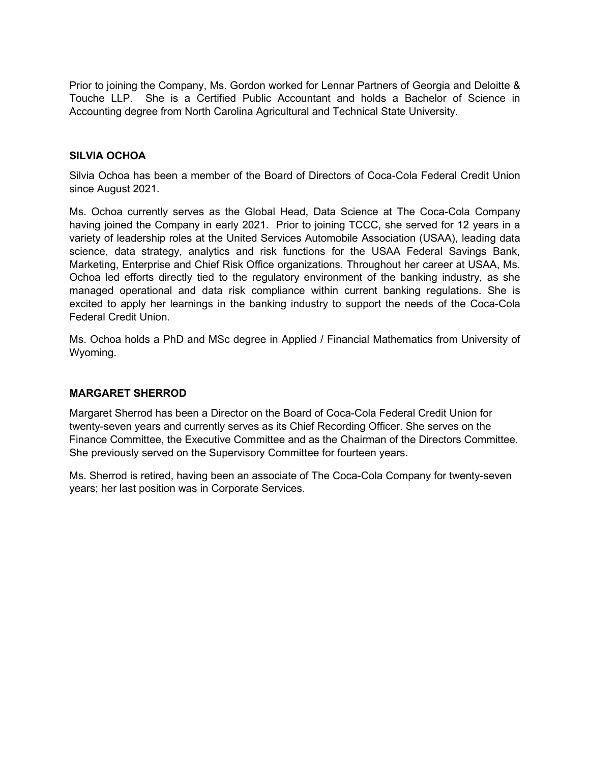Prior to joining the Company, Ms. Gordon worked for Lennar Partners of Georgia and Deloitte & Touche LLP. She is a Certified Public Accountant and holds a Bachelor of Science in Accounting degree from North Carolina Agricultural and Technical State University.

**SILVIA OCHOA**

Silvia Ochoa has been a member of the Board of Directors of Coca-Cola Federal Credit Union since August 2021.

Ms. Ochoa currently serves as the Global Head, Data Science at The Coca-Cola Company having joined the Company in early 2021. Prior to joining TCCC, she served for 12 years in a variety of leadership roles at the United Services Automobile Association (USAA), leading data science, data strategy, analytics and risk functions for the USAA Federal Savings Bank, Marketing, Enterprise and Chief Risk Office organizations. Throughout her career at USAA, Ms. Ochoa led efforts directly tied to the regulatory environment of the banking industry, as she managed operational and data risk compliance within current banking regulations. She is excited to apply her learnings in the banking industry to support the needs of the Coca-Cola Federal Credit Union.

Ms. Ochoa holds a PhD and MSc degree in Applied / Financial Mathematics from University of Wyoming.

**MARGARET SHERROD**

Margaret Sherrod has been a Director on the Board of Coca-Cola Federal Credit Union for twenty-seven years and currently serves as its Chief Recording Officer. She serves on the Finance Committee, the Executive Committee and as the Chairman of the Directors Committee. She previously served on the Supervisory Committee for fourteen years.

Ms. Sherrod is retired, having been an associate of The Coca-Cola Company for twenty-seven years; her last position was in Corporate Services.